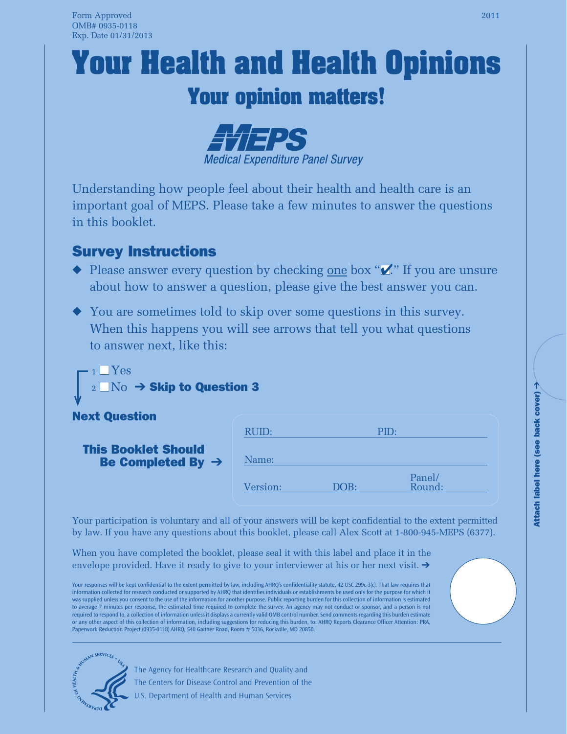Form Approved
OMB# 0935-0118
Exp. Date 01/31/2013

2011

# Your Health and Health Opinions

## Your opinion matters!

MEPS
Medical Expenditure Panel Survey

Understanding how people feel about their health and health care is an important goal of MEPS. Please take a few minutes to answer the questions in this booklet.

## Survey Instructions

- Please answer every question by checking one box "☑." If you are unsure about how to answer a question, please give the best answer you can.
- You are sometimes told to skip over some questions in this survey. When this happens you will see arrows that tell you what questions to answer next, like this:

1 ☐ Yes
2 ☐ No ➔ **Skip to Question 3**

**Next Question**

**This Booklet Should Be Completed By ➔**

RUID: PID:

Name:

Version: DOB: Panel/ Round:

**Attach label here (see back cover) ➔**

Your participation is voluntary and all of your answers will be kept confidential to the extent permitted by law. If you have any questions about this booklet, please call Alex Scott at 1-800-945-MEPS (6377).

When you have completed the booklet, please seal it with this label and place it in the envelope provided. Have it ready to give to your interviewer at his or her next visit. ➔

Your responses will be kept confidential to the extent permitted by law, including AHRQ's confidentiality statute, 42 USC 299c-3(c). That law requires that information collected for research conducted or supported by AHRQ that identifies individuals or establishments be used only for the purpose for which it was supplied unless you consent to the use of the information for another purpose. Public reporting burden for this collection of information is estimated to average 7 minutes per response, the estimated time required to complete the survey. An agency may not conduct or sponsor, and a person is not required to respond to, a collection of information unless it displays a currently valid OMB control number. Send comments regarding this burden estimate or any other aspect of this collection of information, including suggestions for reducing this burden, to: AHRQ Reports Clearance Officer Attention: PRA, Paperwork Reduction Project (0935-0118) AHRQ, 540 Gaither Road, Room # 5036, Rockville, MD 20850.

The Agency for Healthcare Research and Quality and
The Centers for Disease Control and Prevention of the
U.S. Department of Health and Human Services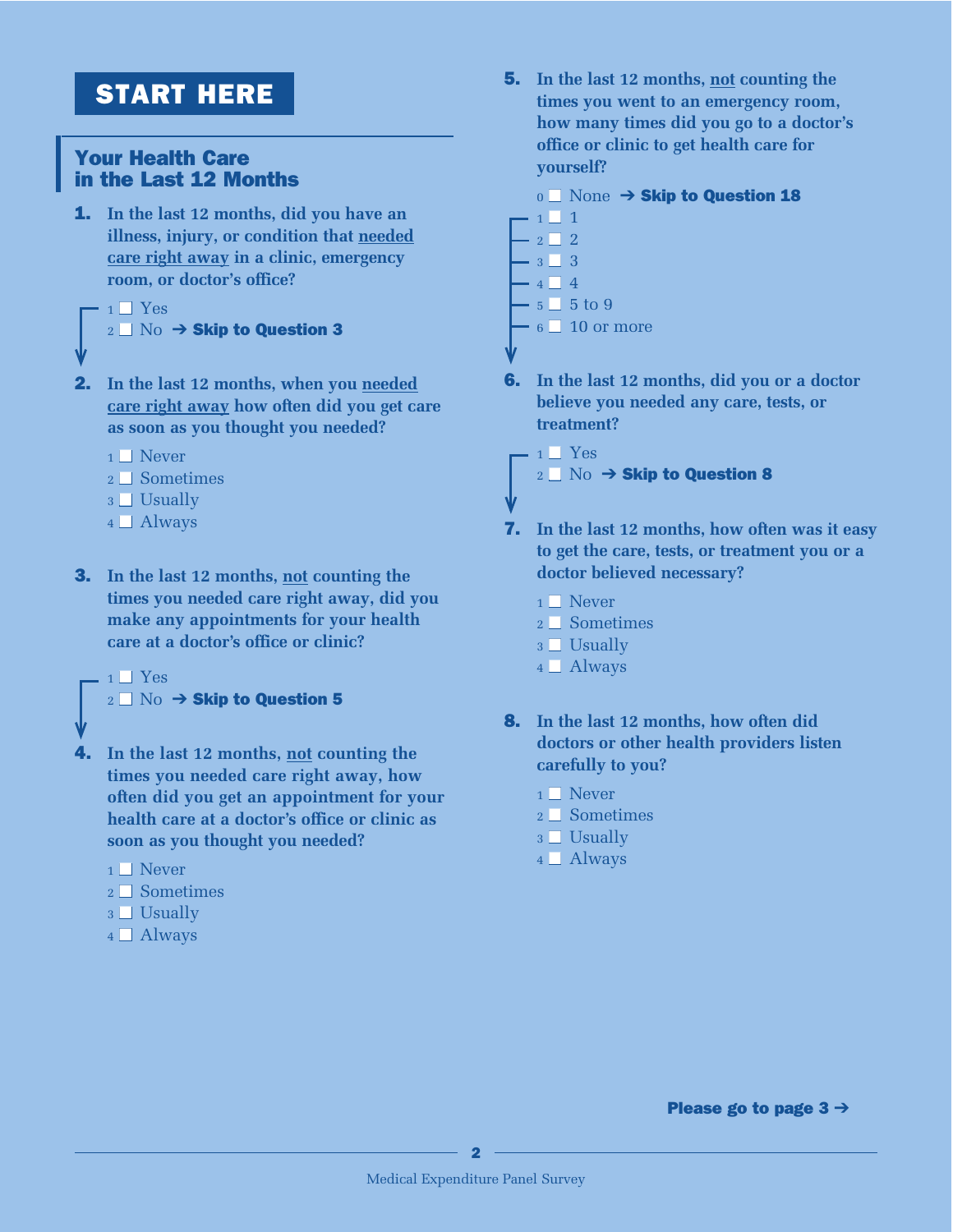# START HERE

## Your Health Care in the Last 12 Months

**1. In the last 12 months, did you have an illness, injury, or condition that needed care right away in a clinic, emergency room, or doctor's office?**

- 1 ☐ Yes
- 2 ☐ No → **Skip to Question 3**

**2. In the last 12 months, when you needed care right away how often did you get care as soon as you thought you needed?**

- 1 ☐ Never
- 2 ☐ Sometimes
- 3 ☐ Usually
- 4 ☐ Always

**3. In the last 12 months, not counting the times you needed care right away, did you make any appointments for your health care at a doctor's office or clinic?**

- 1 ☐ Yes
- 2 ☐ No → **Skip to Question 5**

**4. In the last 12 months, not counting the times you needed care right away, how often did you get an appointment for your health care at a doctor's office or clinic as soon as you thought you needed?**

- 1 ☐ Never
- 2 ☐ Sometimes
- 3 ☐ Usually
- 4 ☐ Always

**5. In the last 12 months, not counting the times you went to an emergency room, how many times did you go to a doctor's office or clinic to get health care for yourself?**

- 0 ☐ None → **Skip to Question 18**
- 1 ☐ 1
- 2 ☐ 2
- 3 ☐ 3
- 4 ☐ 4
- 5 ☐ 5 to 9
- 6 ☐ 10 or more

**6. In the last 12 months, did you or a doctor believe you needed any care, tests, or treatment?**

- 1 ☐ Yes
- 2 ☐ No → **Skip to Question 8**

**7. In the last 12 months, how often was it easy to get the care, tests, or treatment you or a doctor believed necessary?**

- 1 ☐ Never
- 2 ☐ Sometimes
- 3 ☐ Usually
- 4 ☐ Always

**8. In the last 12 months, how often did doctors or other health providers listen carefully to you?**

- 1 ☐ Never
- 2 ☐ Sometimes
- 3 ☐ Usually
- 4 ☐ Always

**Please go to page 3 →**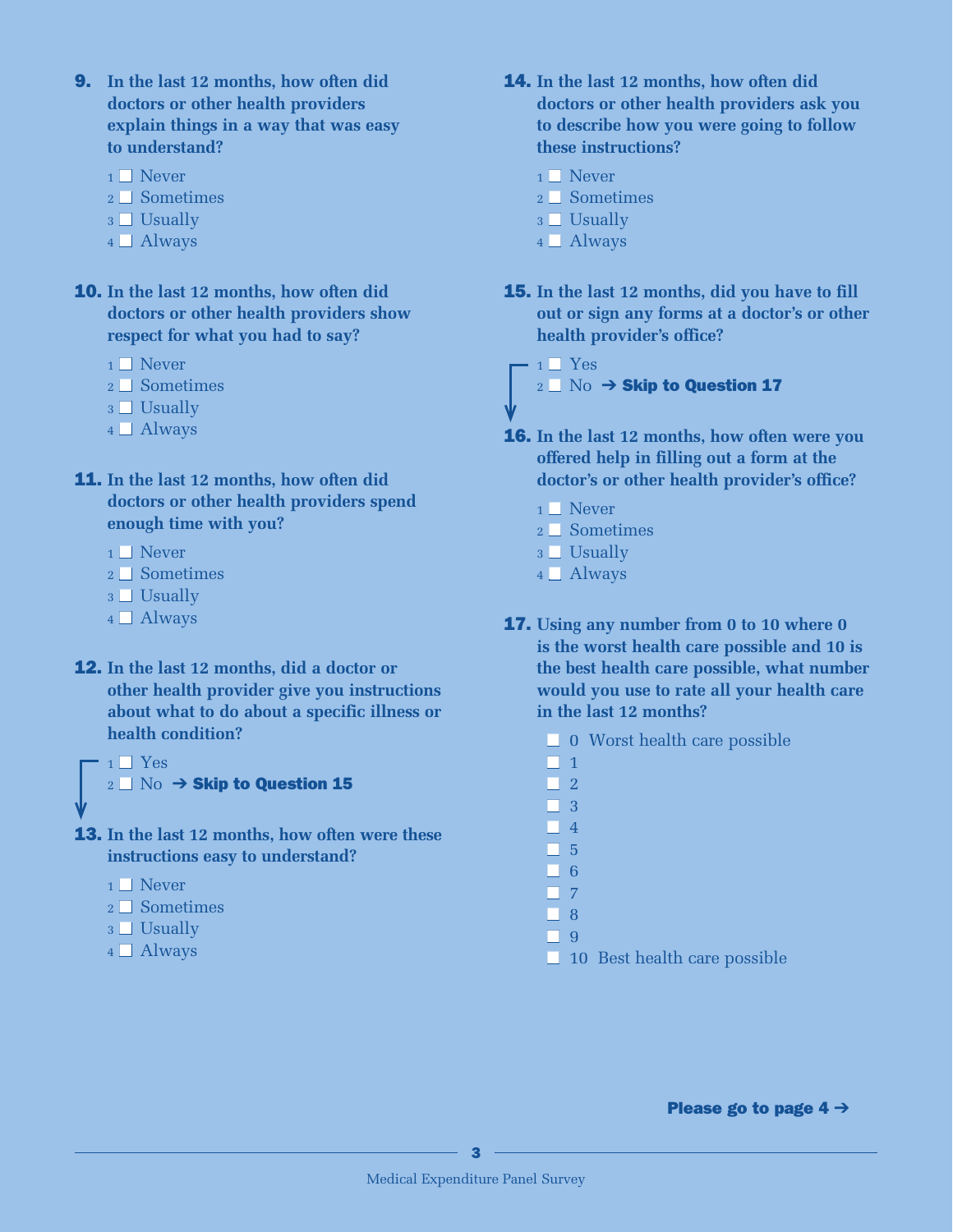**9. In the last 12 months, how often did doctors or other health providers explain things in a way that was easy to understand?**

- 1 ☐ Never
- 2 ☐ Sometimes
- 3 ☐ Usually
- 4 ☐ Always

**10. In the last 12 months, how often did doctors or other health providers show respect for what you had to say?**

- 1 ☐ Never
- 2 ☐ Sometimes
- 3 ☐ Usually
- 4 ☐ Always

**11. In the last 12 months, how often did doctors or other health providers spend enough time with you?**

- 1 ☐ Never
- 2 ☐ Sometimes
- 3 ☐ Usually
- 4 ☐ Always

**12. In the last 12 months, did a doctor or other health provider give you instructions about what to do about a specific illness or health condition?**

- 1 ☐ Yes
- 2 ☐ No → **Skip to Question 15**

**13. In the last 12 months, how often were these instructions easy to understand?**

- 1 ☐ Never
- 2 ☐ Sometimes
- 3 ☐ Usually
- 4 ☐ Always

**14. In the last 12 months, how often did doctors or other health providers ask you to describe how you were going to follow these instructions?**

- 1 ☐ Never
- 2 ☐ Sometimes
- 3 ☐ Usually
- 4 ☐ Always

**15. In the last 12 months, did you have to fill out or sign any forms at a doctor's or other health provider's office?**

- 1 ☐ Yes
- 2 ☐ No → **Skip to Question 17**

**16. In the last 12 months, how often were you offered help in filling out a form at the doctor's or other health provider's office?**

- 1 ☐ Never
- 2 ☐ Sometimes
- 3 ☐ Usually
- 4 ☐ Always

**17. Using any number from 0 to 10 where 0 is the worst health care possible and 10 is the best health care possible, what number would you use to rate all your health care in the last 12 months?**

- ☐ 0 Worst health care possible
- ☐ 1
- ☐ 2
- ☐ 3
- ☐ 4
- ☐ 5
- ☐ 6
- ☐ 7
- ☐ 8
- ☐ 9
- ☐ 10 Best health care possible

**Please go to page 4 →**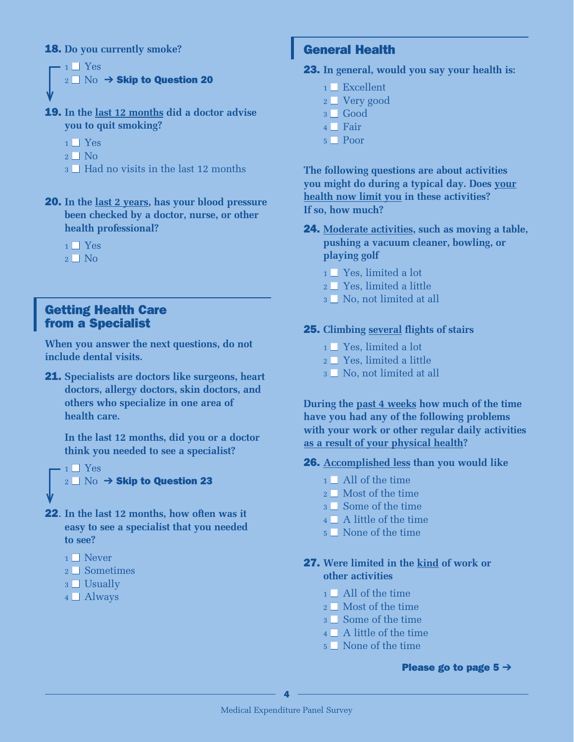**18. Do you currently smoke?**

- 1 ☐ Yes
- 2 ☐ No → **Skip to Question 20**

**19. In the last 12 months did a doctor advise you to quit smoking?**

- 1 ☐ Yes
- 2 ☐ No
- 3 ☐ Had no visits in the last 12 months

**20. In the last 2 years, has your blood pressure been checked by a doctor, nurse, or other health professional?**

- 1 ☐ Yes
- 2 ☐ No

## Getting Health Care from a Specialist

**When you answer the next questions, do not include dental visits.**

**21. Specialists are doctors like surgeons, heart doctors, allergy doctors, skin doctors, and others who specialize in one area of health care.**

**In the last 12 months, did you or a doctor think you needed to see a specialist?**

- 1 ☐ Yes
- 2 ☐ No → **Skip to Question 23**

**22. In the last 12 months, how often was it easy to see a specialist that you needed to see?**

- 1 ☐ Never
- 2 ☐ Sometimes
- 3 ☐ Usually
- 4 ☐ Always

## General Health

**23. In general, would you say your health is:**

- 1 ☐ Excellent
- 2 ☐ Very good
- 3 ☐ Good
- 4 ☐ Fair
- 5 ☐ Poor

**The following questions are about activities you might do during a typical day. Does your health now limit you in these activities? If so, how much?**

**24. Moderate activities, such as moving a table, pushing a vacuum cleaner, bowling, or playing golf**

- 1 ☐ Yes, limited a lot
- 2 ☐ Yes, limited a little
- 3 ☐ No, not limited at all

**25. Climbing several flights of stairs**

- 1 ☐ Yes, limited a lot
- 2 ☐ Yes, limited a little
- 3 ☐ No, not limited at all

**During the past 4 weeks how much of the time have you had any of the following problems with your work or other regular daily activities as a result of your physical health?**

**26. Accomplished less than you would like**

- 1 ☐ All of the time
- 2 ☐ Most of the time
- 3 ☐ Some of the time
- 4 ☐ A little of the time
- 5 ☐ None of the time

**27. Were limited in the kind of work or other activities**

- 1 ☐ All of the time
- 2 ☐ Most of the time
- 3 ☐ Some of the time
- 4 ☐ A little of the time
- 5 ☐ None of the time

**Please go to page 5 →**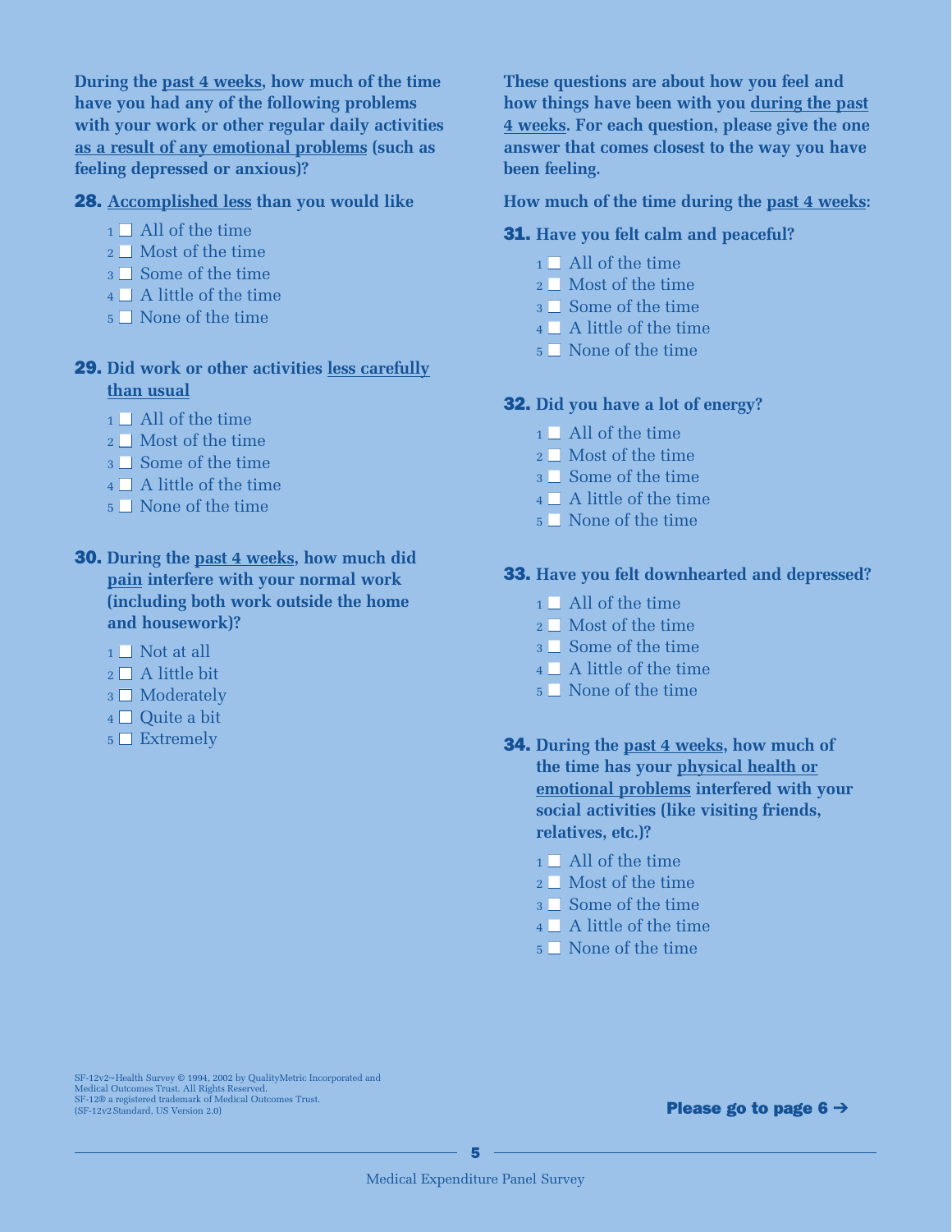**During the past 4 weeks, how much of the time have you had any of the following problems with your work or other regular daily activities as a result of any emotional problems (such as feeling depressed or anxious)?**

**28. Accomplished less than you would like**

- 1 ☐ All of the time
- 2 ☐ Most of the time
- 3 ☐ Some of the time
- 4 ☐ A little of the time
- 5 ☐ None of the time

**29. Did work or other activities less carefully than usual**

- 1 ☐ All of the time
- 2 ☐ Most of the time
- 3 ☐ Some of the time
- 4 ☐ A little of the time
- 5 ☐ None of the time

**30. During the past 4 weeks, how much did pain interfere with your normal work (including both work outside the home and housework)?**

- 1 ☐ Not at all
- 2 ☐ A little bit
- 3 ☐ Moderately
- 4 ☐ Quite a bit
- 5 ☐ Extremely

**These questions are about how you feel and how things have been with you during the past 4 weeks. For each question, please give the one answer that comes closest to the way you have been feeling.**

**How much of the time during the past 4 weeks:**

**31. Have you felt calm and peaceful?**

- 1 ☐ All of the time
- 2 ☐ Most of the time
- 3 ☐ Some of the time
- 4 ☐ A little of the time
- 5 ☐ None of the time

**32. Did you have a lot of energy?**

- 1 ☐ All of the time
- 2 ☐ Most of the time
- 3 ☐ Some of the time
- 4 ☐ A little of the time
- 5 ☐ None of the time

**33. Have you felt downhearted and depressed?**

- 1 ☐ All of the time
- 2 ☐ Most of the time
- 3 ☐ Some of the time
- 4 ☐ A little of the time
- 5 ☐ None of the time

**34. During the past 4 weeks, how much of the time has your physical health or emotional problems interfered with your social activities (like visiting friends, relatives, etc.)?**

- 1 ☐ All of the time
- 2 ☐ Most of the time
- 3 ☐ Some of the time
- 4 ☐ A little of the time
- 5 ☐ None of the time

SF-12v2™ Health Survey © 1994, 2002 by QualityMetric Incorporated and Medical Outcomes Trust. All Rights Reserved.
SF-12® a registered trademark of Medical Outcomes Trust.
(SF-12v2 Standard, US Version 2.0)

**Please go to page 6 →**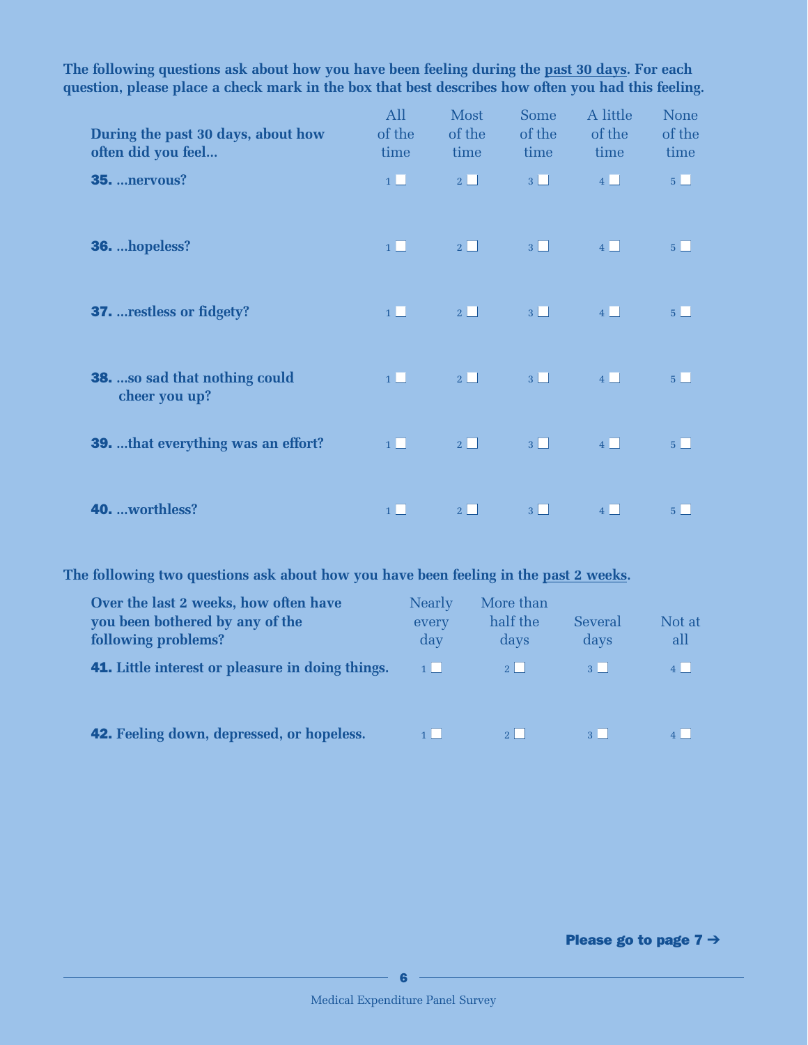**The following questions ask about how you have been feeling during the past 30 days. For each question, please place a check mark in the box that best describes how often you had this feeling.**

| During the past 30 days, about how often did you feel... | All of the time | Most of the time | Some of the time | A little of the time | None of the time |
|---|---|---|---|---|---|
| **35.** ...nervous? | 1 ☐ | 2 ☐ | 3 ☐ | 4 ☐ | 5 ☐ |
| **36.** ...hopeless? | 1 ☐ | 2 ☐ | 3 ☐ | 4 ☐ | 5 ☐ |
| **37.** ...restless or fidgety? | 1 ☐ | 2 ☐ | 3 ☐ | 4 ☐ | 5 ☐ |
| **38.** ...so sad that nothing could cheer you up? | 1 ☐ | 2 ☐ | 3 ☐ | 4 ☐ | 5 ☐ |
| **39.** ...that everything was an effort? | 1 ☐ | 2 ☐ | 3 ☐ | 4 ☐ | 5 ☐ |
| **40.** ...worthless? | 1 ☐ | 2 ☐ | 3 ☐ | 4 ☐ | 5 ☐ |

**The following two questions ask about how you have been feeling in the past 2 weeks.**

| Over the last 2 weeks, how often have you been bothered by any of the following problems? | Nearly every day | More than half the days | Several days | Not at all |
|---|---|---|---|---|
| **41.** Little interest or pleasure in doing things. | 1 ☐ | 2 ☐ | 3 ☐ | 4 ☐ |
| **42.** Feeling down, depressed, or hopeless. | 1 ☐ | 2 ☐ | 3 ☐ | 4 ☐ |

**Please go to page 7 →**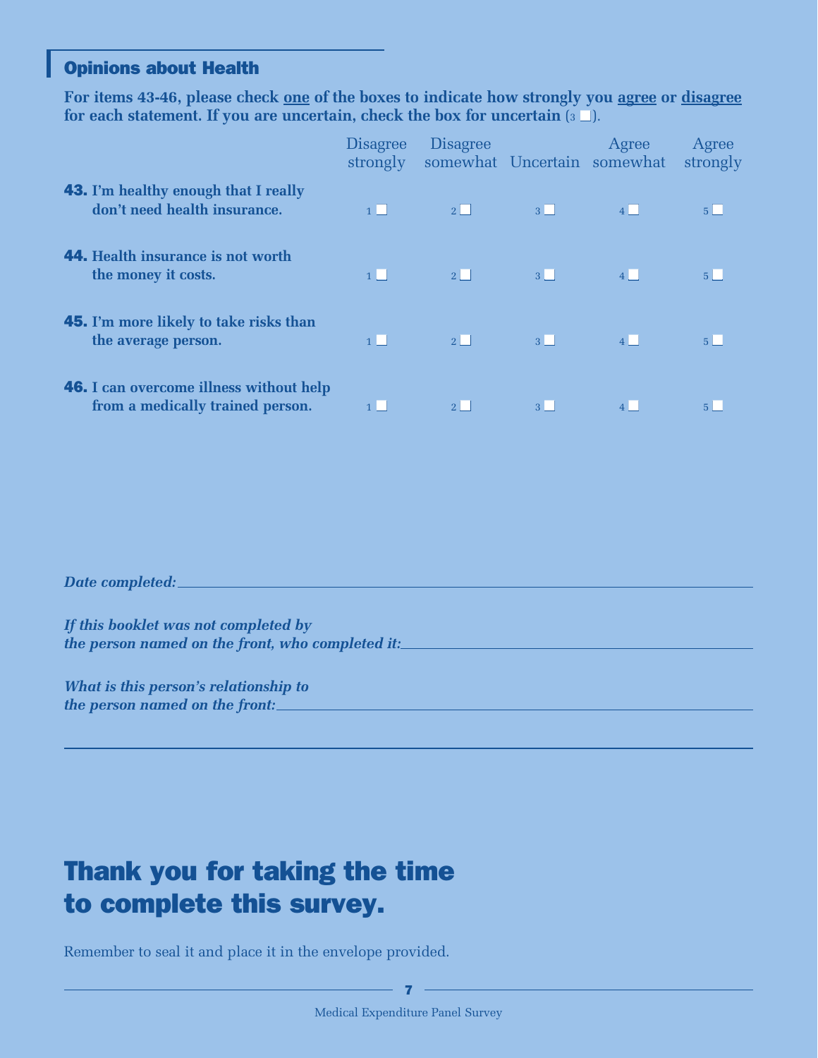## Opinions about Health

**For items 43-46, please check <u>one</u> of the boxes to indicate how strongly you <u>agree</u> or <u>disagree</u> for each statement. If you are uncertain, check the box for uncertain** (3 ☐).

| | Disagree strongly | Disagree somewhat | Uncertain | Agree somewhat | Agree strongly |
|---|---|---|---|---|---|
| **43.** I'm healthy enough that I really don't need health insurance. | 1 ☐ | 2 ☐ | 3 ☐ | 4 ☐ | 5 ☐ |
| **44.** Health insurance is not worth the money it costs. | 1 ☐ | 2 ☐ | 3 ☐ | 4 ☐ | 5 ☐ |
| **45.** I'm more likely to take risks than the average person. | 1 ☐ | 2 ☐ | 3 ☐ | 4 ☐ | 5 ☐ |
| **46.** I can overcome illness without help from a medically trained person. | 1 ☐ | 2 ☐ | 3 ☐ | 4 ☐ | 5 ☐ |

***Date completed:*** ______________________________

***If this booklet was not completed by the person named on the front, who completed it:*** ______________________________

***What is this person's relationship to the person named on the front:*** ______________________________

# Thank you for taking the time to complete this survey.

Remember to seal it and place it in the envelope provided.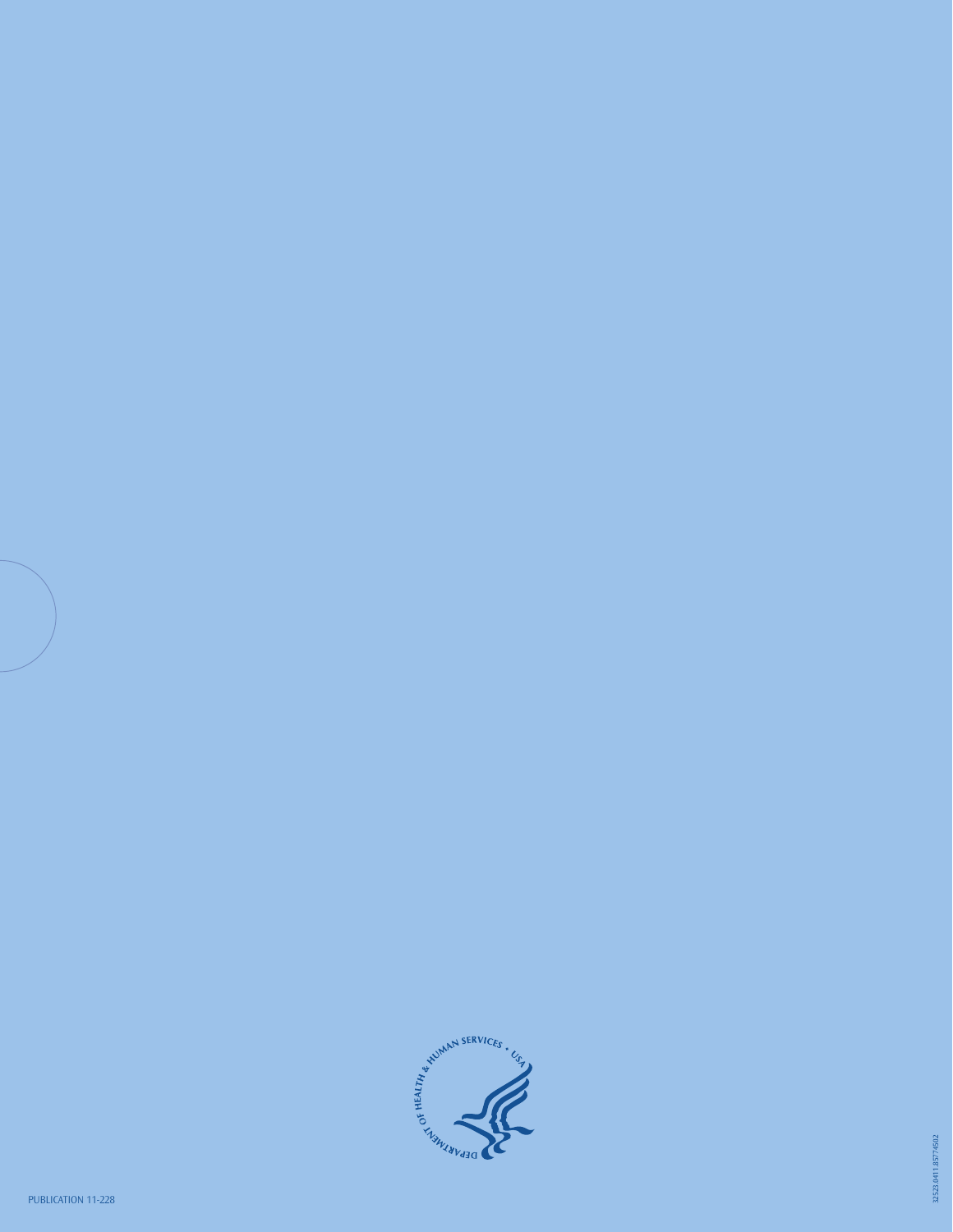DEPARTMENT OF HEALTH & HUMAN SERVICES • USA

PUBLICATION 11-228

32523.0411.85774502